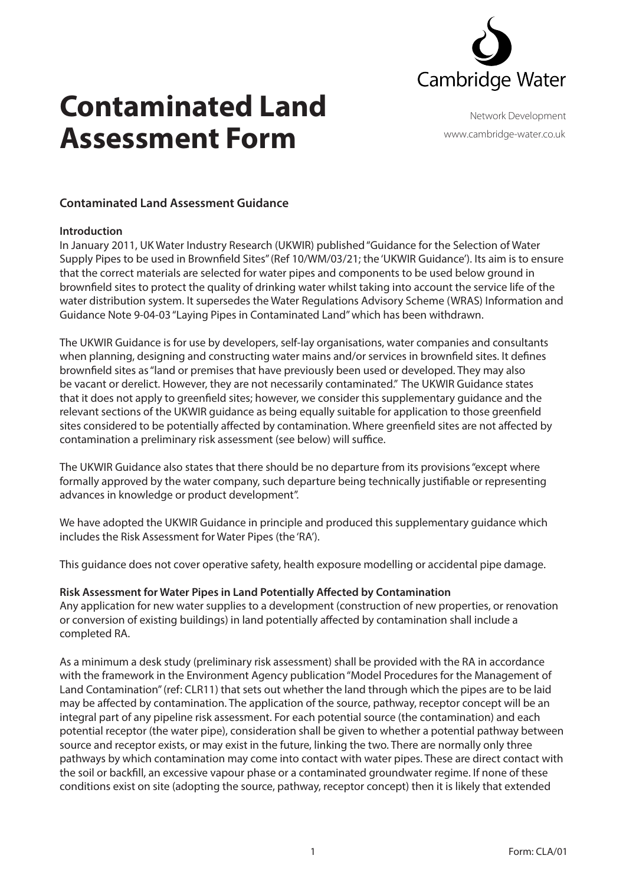# Contaminated Land Assessment Form

Cambridge Water

Network Development
www.cambridge-water.co.uk

## Contaminated Land Assessment Guidance

### Introduction

In January 2011, UK Water Industry Research (UKWIR) published "Guidance for the Selection of Water Supply Pipes to be used in Brownfield Sites" (Ref 10/WM/03/21; the 'UKWIR Guidance'). Its aim is to ensure that the correct materials are selected for water pipes and components to be used below ground in brownfield sites to protect the quality of drinking water whilst taking into account the service life of the water distribution system. It supersedes the Water Regulations Advisory Scheme (WRAS) Information and Guidance Note 9-04-03 "Laying Pipes in Contaminated Land" which has been withdrawn.

The UKWIR Guidance is for use by developers, self-lay organisations, water companies and consultants when planning, designing and constructing water mains and/or services in brownfield sites. It defines brownfield sites as "land or premises that have previously been used or developed. They may also be vacant or derelict. However, they are not necessarily contaminated." The UKWIR Guidance states that it does not apply to greenfield sites; however, we consider this supplementary guidance and the relevant sections of the UKWIR guidance as being equally suitable for application to those greenfield sites considered to be potentially affected by contamination. Where greenfield sites are not affected by contamination a preliminary risk assessment (see below) will suffice.

The UKWIR Guidance also states that there should be no departure from its provisions "except where formally approved by the water company, such departure being technically justifiable or representing advances in knowledge or product development".

We have adopted the UKWIR Guidance in principle and produced this supplementary guidance which includes the Risk Assessment for Water Pipes (the 'RA').

This guidance does not cover operative safety, health exposure modelling or accidental pipe damage.

### Risk Assessment for Water Pipes in Land Potentially Affected by Contamination

Any application for new water supplies to a development (construction of new properties, or renovation or conversion of existing buildings) in land potentially affected by contamination shall include a completed RA.

As a minimum a desk study (preliminary risk assessment) shall be provided with the RA in accordance with the framework in the Environment Agency publication "Model Procedures for the Management of Land Contamination" (ref: CLR11) that sets out whether the land through which the pipes are to be laid may be affected by contamination. The application of the source, pathway, receptor concept will be an integral part of any pipeline risk assessment. For each potential source (the contamination) and each potential receptor (the water pipe), consideration shall be given to whether a potential pathway between source and receptor exists, or may exist in the future, linking the two. There are normally only three pathways by which contamination may come into contact with water pipes. These are direct contact with the soil or backfill, an excessive vapour phase or a contaminated groundwater regime. If none of these conditions exist on site (adopting the source, pathway, receptor concept) then it is likely that extended

Form: CLA/01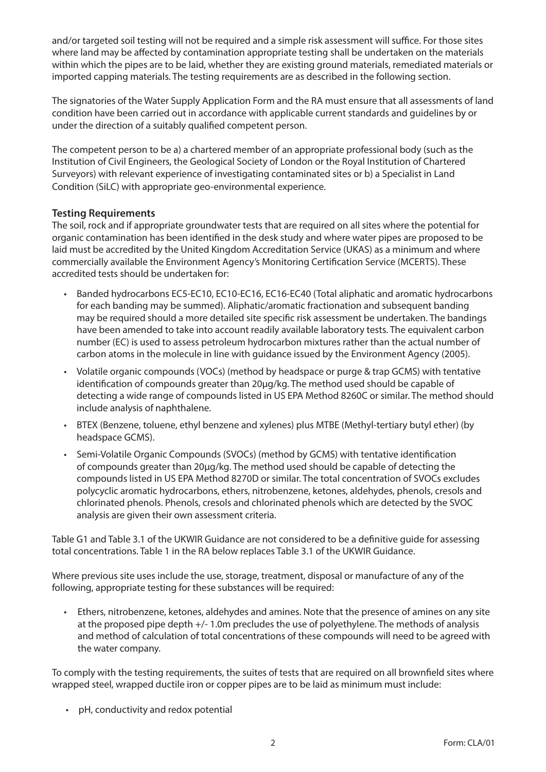and/or targeted soil testing will not be required and a simple risk assessment will suffice. For those sites where land may be affected by contamination appropriate testing shall be undertaken on the materials within which the pipes are to be laid, whether they are existing ground materials, remediated materials or imported capping materials. The testing requirements are as described in the following section.

The signatories of the Water Supply Application Form and the RA must ensure that all assessments of land condition have been carried out in accordance with applicable current standards and guidelines by or under the direction of a suitably qualified competent person.

The competent person to be a) a chartered member of an appropriate professional body (such as the Institution of Civil Engineers, the Geological Society of London or the Royal Institution of Chartered Surveyors) with relevant experience of investigating contaminated sites or b) a Specialist in Land Condition (SiLC) with appropriate geo-environmental experience.

**Testing Requirements**

The soil, rock and if appropriate groundwater tests that are required on all sites where the potential for organic contamination has been identified in the desk study and where water pipes are proposed to be laid must be accredited by the United Kingdom Accreditation Service (UKAS) as a minimum and where commercially available the Environment Agency's Monitoring Certification Service (MCERTS). These accredited tests should be undertaken for:

- Banded hydrocarbons EC5-EC10, EC10-EC16, EC16-EC40 (Total aliphatic and aromatic hydrocarbons for each banding may be summed). Aliphatic/aromatic fractionation and subsequent banding may be required should a more detailed site specific risk assessment be undertaken. The bandings have been amended to take into account readily available laboratory tests. The equivalent carbon number (EC) is used to assess petroleum hydrocarbon mixtures rather than the actual number of carbon atoms in the molecule in line with guidance issued by the Environment Agency (2005).
- Volatile organic compounds (VOCs) (method by headspace or purge & trap GCMS) with tentative identification of compounds greater than 20µg/kg. The method used should be capable of detecting a wide range of compounds listed in US EPA Method 8260C or similar. The method should include analysis of naphthalene.
- BTEX (Benzene, toluene, ethyl benzene and xylenes) plus MTBE (Methyl-tertiary butyl ether) (by headspace GCMS).
- Semi-Volatile Organic Compounds (SVOCs) (method by GCMS) with tentative identification of compounds greater than 20µg/kg. The method used should be capable of detecting the compounds listed in US EPA Method 8270D or similar. The total concentration of SVOCs excludes polycyclic aromatic hydrocarbons, ethers, nitrobenzene, ketones, aldehydes, phenols, cresols and chlorinated phenols. Phenols, cresols and chlorinated phenols which are detected by the SVOC analysis are given their own assessment criteria.

Table G1 and Table 3.1 of the UKWIR Guidance are not considered to be a definitive guide for assessing total concentrations. Table 1 in the RA below replaces Table 3.1 of the UKWIR Guidance.

Where previous site uses include the use, storage, treatment, disposal or manufacture of any of the following, appropriate testing for these substances will be required:

- Ethers, nitrobenzene, ketones, aldehydes and amines. Note that the presence of amines on any site at the proposed pipe depth +/- 1.0m precludes the use of polyethylene. The methods of analysis and method of calculation of total concentrations of these compounds will need to be agreed with the water company.

To comply with the testing requirements, the suites of tests that are required on all brownfield sites where wrapped steel, wrapped ductile iron or copper pipes are to be laid as minimum must include:

- pH, conductivity and redox potential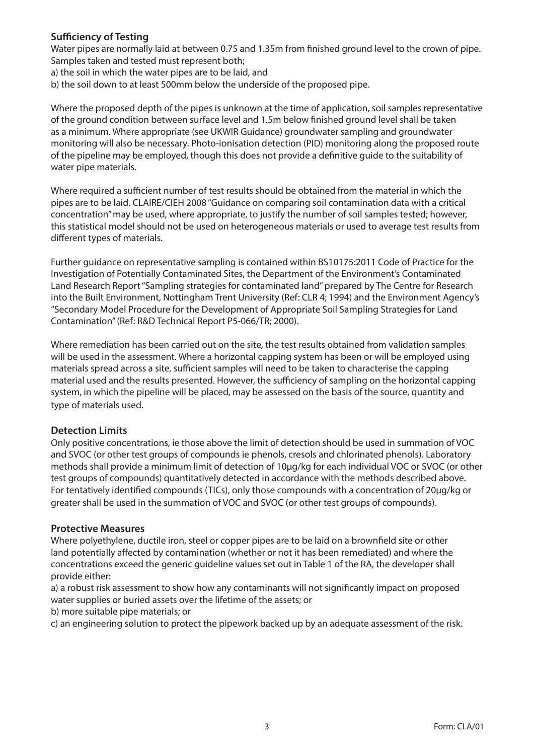## Sufficiency of Testing

Water pipes are normally laid at between 0.75 and 1.35m from finished ground level to the crown of pipe. Samples taken and tested must represent both;

a) the soil in which the water pipes are to be laid, and

b) the soil down to at least 500mm below the underside of the proposed pipe.

Where the proposed depth of the pipes is unknown at the time of application, soil samples representative of the ground condition between surface level and 1.5m below finished ground level shall be taken as a minimum. Where appropriate (see UKWIR Guidance) groundwater sampling and groundwater monitoring will also be necessary. Photo-ionisation detection (PID) monitoring along the proposed route of the pipeline may be employed, though this does not provide a definitive guide to the suitability of water pipe materials.

Where required a sufficient number of test results should be obtained from the material in which the pipes are to be laid. CLAIRE/CIEH 2008 "Guidance on comparing soil contamination data with a critical concentration" may be used, where appropriate, to justify the number of soil samples tested; however, this statistical model should not be used on heterogeneous materials or used to average test results from different types of materials.

Further guidance on representative sampling is contained within BS10175:2011 Code of Practice for the Investigation of Potentially Contaminated Sites, the Department of the Environment's Contaminated Land Research Report "Sampling strategies for contaminated land" prepared by The Centre for Research into the Built Environment, Nottingham Trent University (Ref: CLR 4; 1994) and the Environment Agency's "Secondary Model Procedure for the Development of Appropriate Soil Sampling Strategies for Land Contamination" (Ref: R&D Technical Report P5-066/TR; 2000).

Where remediation has been carried out on the site, the test results obtained from validation samples will be used in the assessment. Where a horizontal capping system has been or will be employed using materials spread across a site, sufficient samples will need to be taken to characterise the capping material used and the results presented. However, the sufficiency of sampling on the horizontal capping system, in which the pipeline will be placed, may be assessed on the basis of the source, quantity and type of materials used.

## Detection Limits

Only positive concentrations, ie those above the limit of detection should be used in summation of VOC and SVOC (or other test groups of compounds ie phenols, cresols and chlorinated phenols). Laboratory methods shall provide a minimum limit of detection of 10µg/kg for each individual VOC or SVOC (or other test groups of compounds) quantitatively detected in accordance with the methods described above. For tentatively identified compounds (TICs), only those compounds with a concentration of 20µg/kg or greater shall be used in the summation of VOC and SVOC (or other test groups of compounds).

## Protective Measures

Where polyethylene, ductile iron, steel or copper pipes are to be laid on a brownfield site or other land potentially affected by contamination (whether or not it has been remediated) and where the concentrations exceed the generic guideline values set out in Table 1 of the RA, the developer shall provide either:

a) a robust risk assessment to show how any contaminants will not significantly impact on proposed water supplies or buried assets over the lifetime of the assets; or

b) more suitable pipe materials; or

c) an engineering solution to protect the pipework backed up by an adequate assessment of the risk.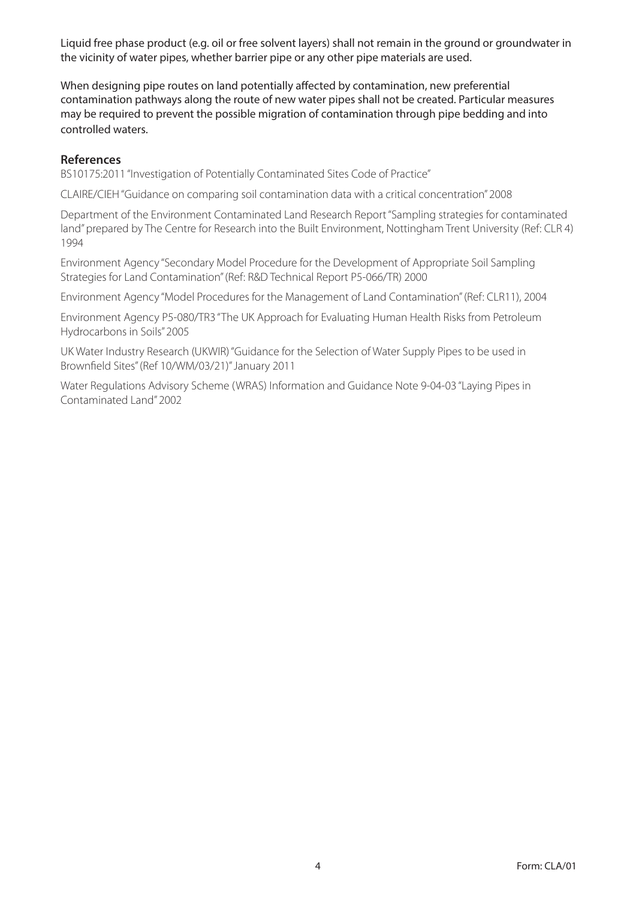Liquid free phase product (e.g. oil or free solvent layers) shall not remain in the ground or groundwater in the vicinity of water pipes, whether barrier pipe or any other pipe materials are used.

When designing pipe routes on land potentially affected by contamination, new preferential contamination pathways along the route of new water pipes shall not be created. Particular measures may be required to prevent the possible migration of contamination through pipe bedding and into controlled waters.

## References

BS10175:2011 "Investigation of Potentially Contaminated Sites Code of Practice"

CLAIRE/CIEH "Guidance on comparing soil contamination data with a critical concentration" 2008

Department of the Environment Contaminated Land Research Report "Sampling strategies for contaminated land" prepared by The Centre for Research into the Built Environment, Nottingham Trent University (Ref: CLR 4) 1994

Environment Agency "Secondary Model Procedure for the Development of Appropriate Soil Sampling Strategies for Land Contamination" (Ref: R&D Technical Report P5-066/TR) 2000

Environment Agency "Model Procedures for the Management of Land Contamination" (Ref: CLR11), 2004

Environment Agency P5-080/TR3 "The UK Approach for Evaluating Human Health Risks from Petroleum Hydrocarbons in Soils" 2005

UK Water Industry Research (UKWIR) "Guidance for the Selection of Water Supply Pipes to be used in Brownfield Sites" (Ref 10/WM/03/21)" January 2011

Water Regulations Advisory Scheme (WRAS) Information and Guidance Note 9-04-03 "Laying Pipes in Contaminated Land" 2002

Form: CLA/01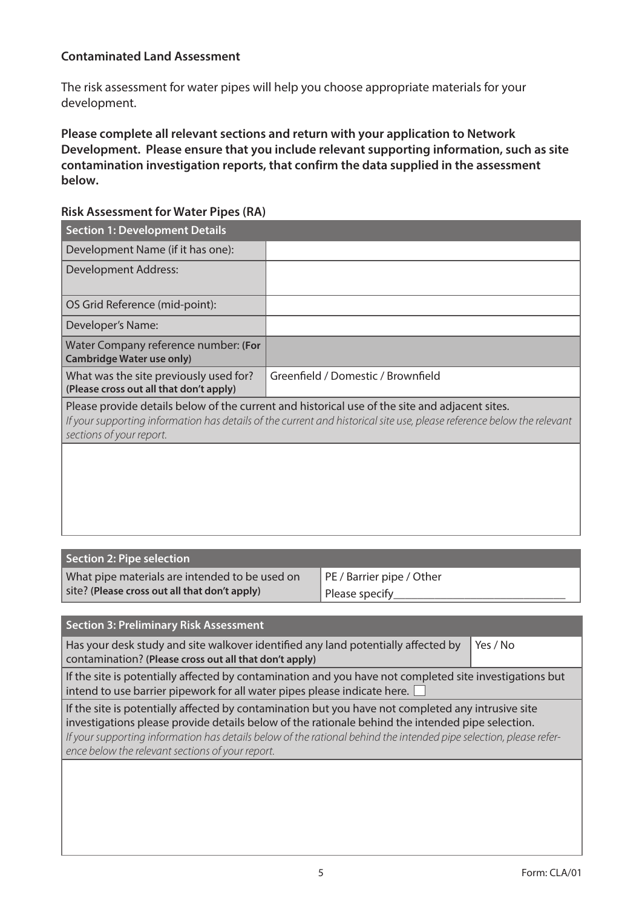**Contaminated Land Assessment**

The risk assessment for water pipes will help you choose appropriate materials for your development.

**Please complete all relevant sections and return with your application to Network Development. Please ensure that you include relevant supporting information, such as site contamination investigation reports, that confirm the data supplied in the assessment below.**

**Risk Assessment for Water Pipes (RA)**

| **Section 1: Development Details** | |
|---|---|
| Development Name (if it has one): | |
| Development Address: | |
| OS Grid Reference (mid-point): | |
| Developer's Name: | |
| Water Company reference number: **(For Cambridge Water use only)** | |
| What was the site previously used for? **(Please cross out all that don't apply)** | Greenfield / Domestic / Brownfield |
| Please provide details below of the current and historical use of the site and adjacent sites. *If your supporting information has details of the current and historical site use, please reference below the relevant sections of your report.* | |
| | |

| **Section 2: Pipe selection** | |
|---|---|
| What pipe materials are intended to be used on site? **(Please cross out all that don't apply)** | PE / Barrier pipe / Other Please specify_____________________________ |

| **Section 3: Preliminary Risk Assessment** | |
|---|---|
| Has your desk study and site walkover identified any land potentially affected by contamination? **(Please cross out all that don't apply)** | Yes / No |
| If the site is potentially affected by contamination and you have not completed site investigations but intend to use barrier pipework for all water pipes please indicate here. ☐ | |
| If the site is potentially affected by contamination but you have not completed any intrusive site investigations please provide details below of the rationale behind the intended pipe selection. *If your supporting information has details below of the rational behind the intended pipe selection, please reference below the relevant sections of your report.* | |
| | |

Form: CLA/01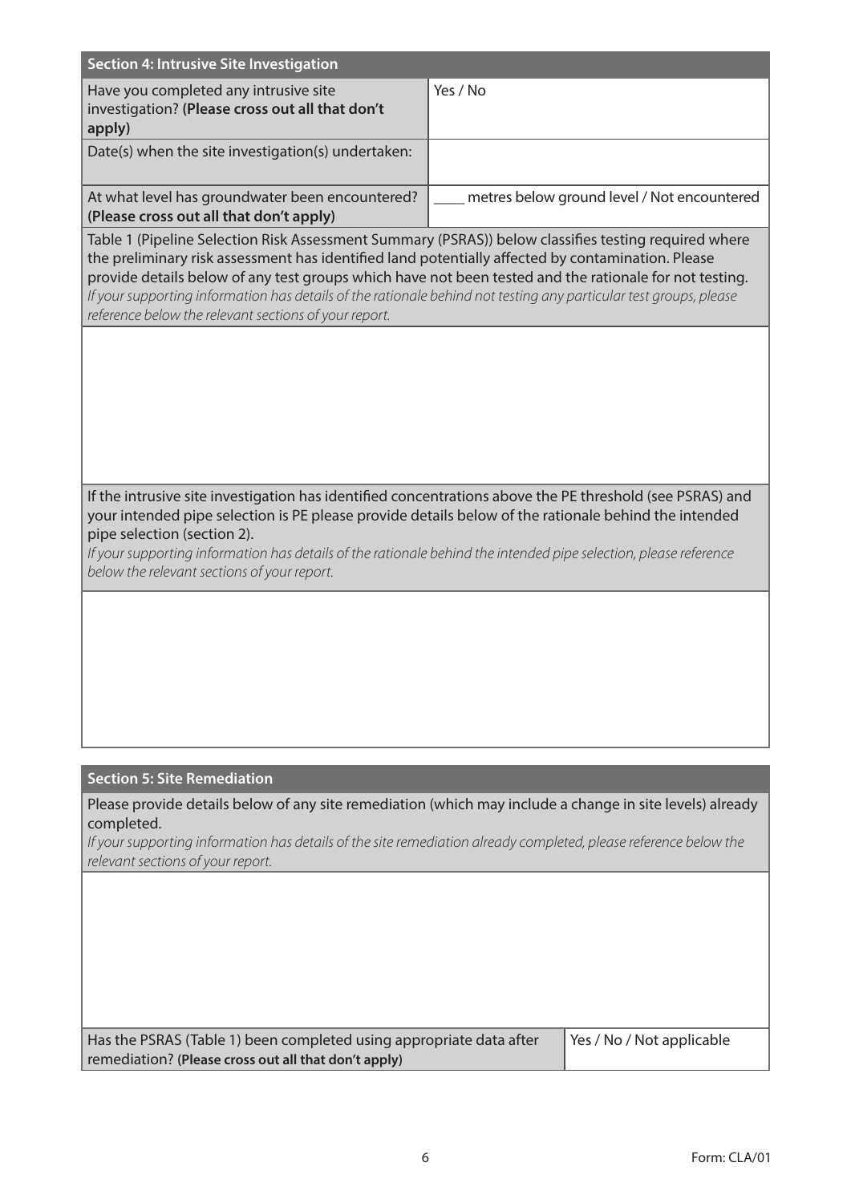## Section 4: Intrusive Site Investigation

| | |
|---|---|
| Have you completed any intrusive site investigation? **(Please cross out all that don't apply)** | Yes / No |
| Date(s) when the site investigation(s) undertaken: | |
| At what level has groundwater been encountered? **(Please cross out all that don't apply)** | ____ metres below ground level / Not encountered |

Table 1 (Pipeline Selection Risk Assessment Summary (PSRAS)) below classifies testing required where the preliminary risk assessment has identified land potentially affected by contamination. Please provide details below of any test groups which have not been tested and the rationale for not testing.
*If your supporting information has details of the rationale behind not testing any particular test groups, please reference below the relevant sections of your report.*

If the intrusive site investigation has identified concentrations above the PE threshold (see PSRAS) and your intended pipe selection is PE please provide details below of the rationale behind the intended pipe selection (section 2).
*If your supporting information has details of the rationale behind the intended pipe selection, please reference below the relevant sections of your report.*

## Section 5: Site Remediation

Please provide details below of any site remediation (which may include a change in site levels) already completed.
*If your supporting information has details of the site remediation already completed, please reference below the relevant sections of your report.*

| | |
|---|---|
| Has the PSRAS (Table 1) been completed using appropriate data after remediation? **(Please cross out all that don't apply)** | Yes / No / Not applicable |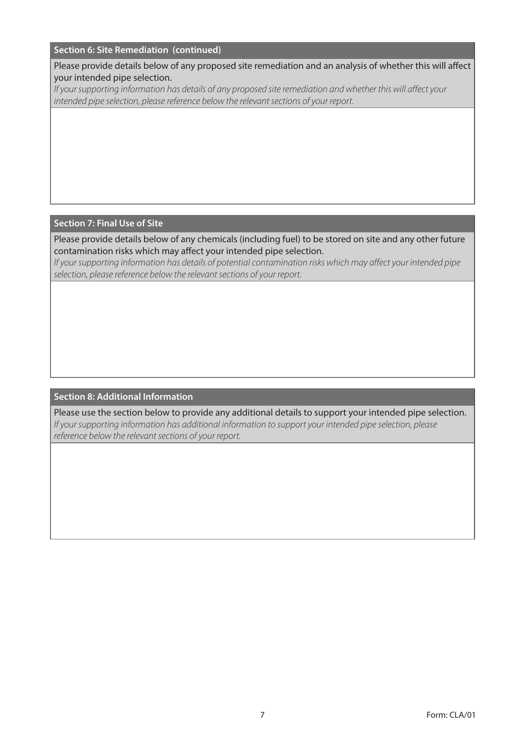## Section 6: Site Remediation (continued)

Please provide details below of any proposed site remediation and an analysis of whether this will affect your intended pipe selection.

*If your supporting information has details of any proposed site remediation and whether this will affect your intended pipe selection, please reference below the relevant sections of your report.*

## Section 7: Final Use of Site

Please provide details below of any chemicals (including fuel) to be stored on site and any other future contamination risks which may affect your intended pipe selection.

*If your supporting information has details of potential contamination risks which may affect your intended pipe selection, please reference below the relevant sections of your report.*

## Section 8: Additional Information

Please use the section below to provide any additional details to support your intended pipe selection.

*If your supporting information has additional information to support your intended pipe selection, please reference below the relevant sections of your report.*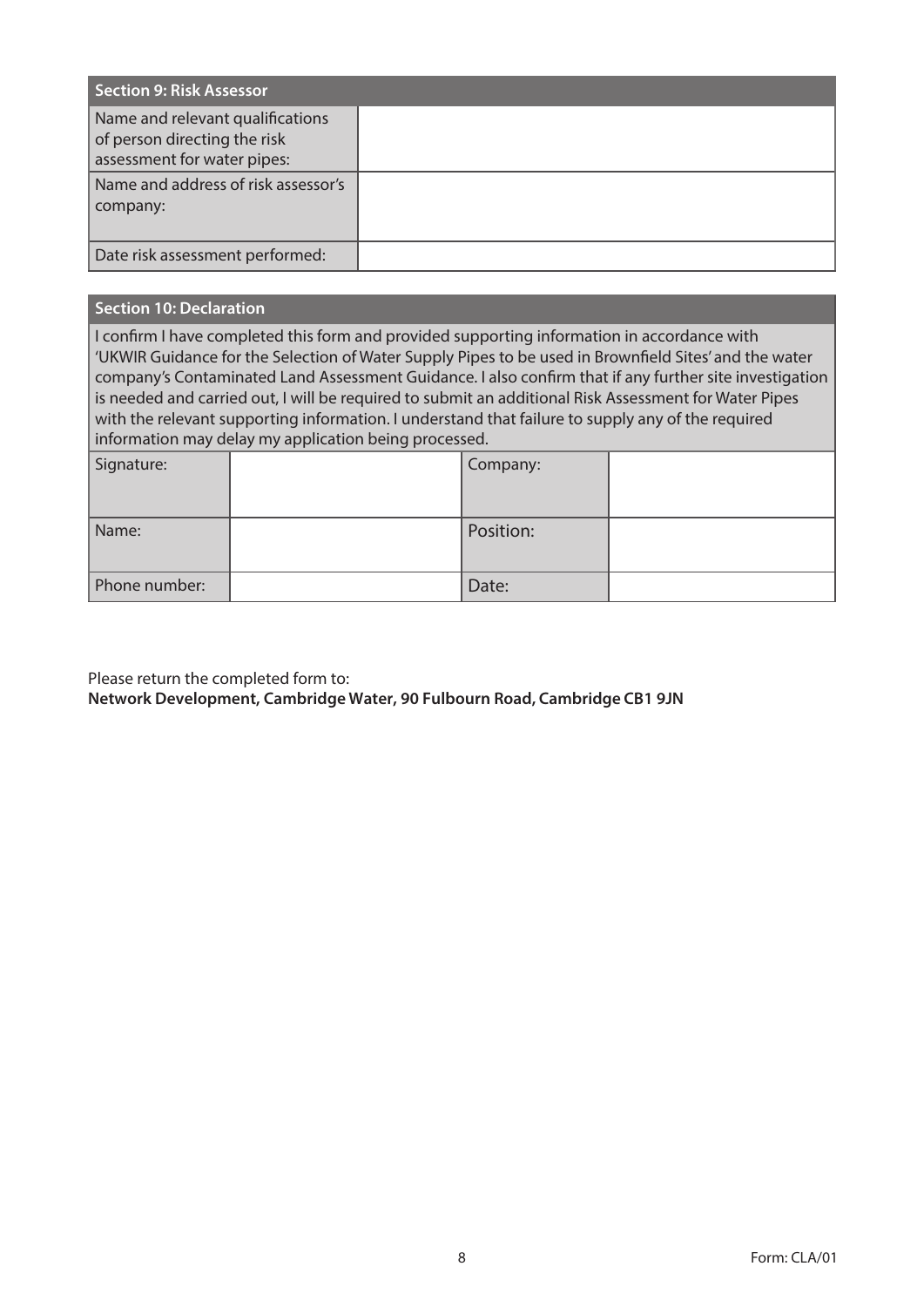| Section 9: Risk Assessor | |
|---|---|
| Name and relevant qualifications of person directing the risk assessment for water pipes: | |
| Name and address of risk assessor's company: | |
| Date risk assessment performed: | |

| Section 10: Declaration | | | |
|---|---|---|---|
| I confirm I have completed this form and provided supporting information in accordance with 'UKWIR Guidance for the Selection of Water Supply Pipes to be used in Brownfield Sites' and the water company's Contaminated Land Assessment Guidance. I also confirm that if any further site investigation is needed and carried out, I will be required to submit an additional Risk Assessment for Water Pipes with the relevant supporting information. I understand that failure to supply any of the required information may delay my application being processed. | | | |
| Signature: | | Company: | |
| Name: | | Position: | |
| Phone number: | | Date: | |

Please return the completed form to:
**Network Development, Cambridge Water, 90 Fulbourn Road, Cambridge CB1 9JN**

Form: CLA/01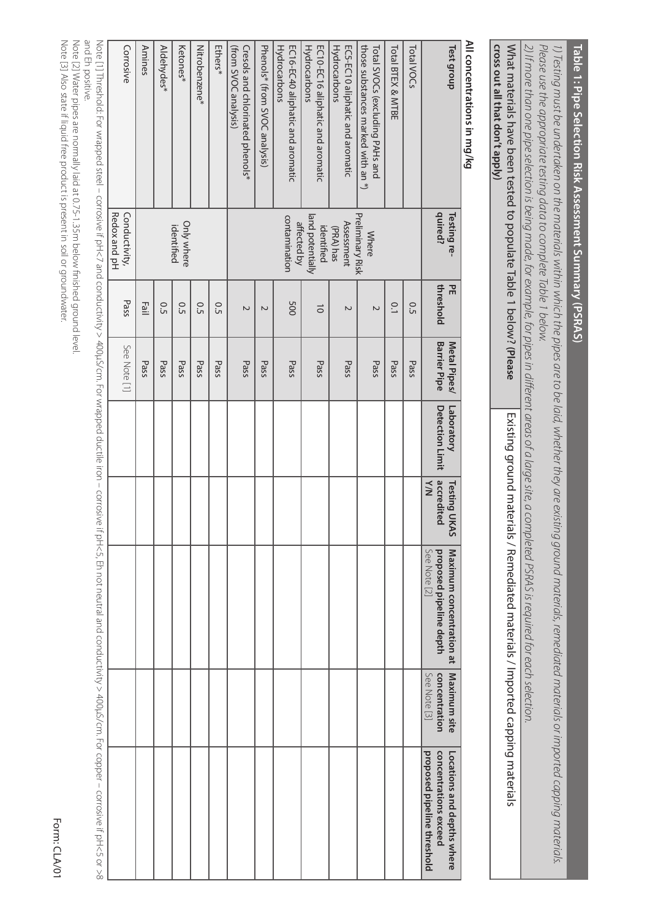## Table 1: Pipe Selection Risk Assessment Summary (PSRAS)

*1) Testing must be undertaken on the materials within which the pipes are to be laid, whether they are existing ground materials, remediated materials or imported capping materials. Please use the appropriate testing data to complete Table 1 below.*

*2) If more than one pipe selection is being made, for example, for pipes in different areas of a large site, a completed PSRAS is required for each selection.*

| What materials have been tested to populate Table 1 below? (Please cross out all that don't apply) | Existing ground materials / Remediated materials / Imported capping materials |
|---|---|

**All concentrations in mg/kg**

| Test group | Testing required? | PE threshold | Metal Pipes/ Barrier Pipe | Laboratory Detection Limit | Testing UKAS accredited Y/N | Maximum concentration at proposed pipeline depth See Note [2] | Maximum site concentration See Note [3] | Locations and depths where concentrations exceed proposed pipeline threshold |
|---|---|---|---|---|---|---|---|---|
| Total VOCs | Where Preliminary Risk Assessment (PRA) has identified land potentially affected by contamination | 0.5 | Pass | | | | | |
| Total BTEX & MTBE | | 0.1 | Pass | | | | | |
| Total SVOCs (excluding PAHs and those substances marked with an *) | | 2 | Pass | | | | | |
| EC5-EC10 aliphatic and aromatic Hydrocarbons | | 2 | Pass | | | | | |
| EC10-EC16 aliphatic and aromatic Hydrocarbons | | 10 | Pass | | | | | |
| EC16-EC40 aliphatic and aromatic Hydrocarbons | | 500 | Pass | | | | | |
| Phenols* (from SVOC analysis) | | 2 | Pass | | | | | |
| Cresols and chlorinated phenols* (from SVOC analysis) | | 2 | Pass | | | | | |
| Ethers* | Only where identified | 0.5 | Pass | | | | | |
| Nitrobenzene* | | 0.5 | Pass | | | | | |
| Ketones* | | 0.5 | Pass | | | | | |
| Aldehydes* | | 0.5 | Pass | | | | | |
| Amines | | Fail | Pass | | | | | |
| Corrosive | Conductivity, Redox and pH | Pass | See Note [1] | | | | | |

Note [1] Threshold: For wrapped steel – corrosive if pH<7 and conductivity > 400µS/cm. For wrapped ductile iron – corrosive if pH<5, Eh not neutral and conductivity > 400µS/cm. For copper – corrosive if pH<5 or >8 and Eh positive.

Note [2] Water pipes are normally laid at 0.75-1.35m below finished ground level.

Note [3] Also state if liquid free product is present in soil or groundwater.

Form: CLA/01